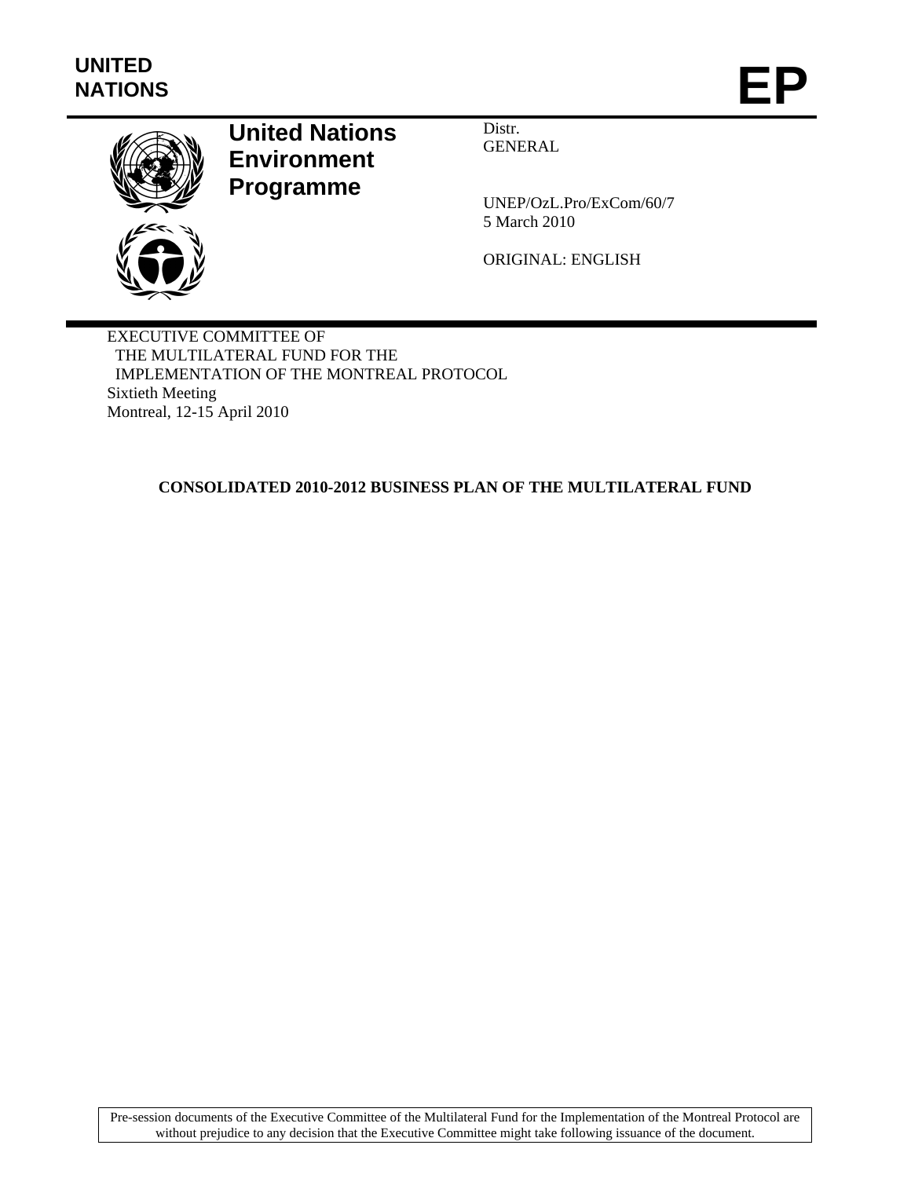UNITED NATIONS

# EP

**United Nations Environment Programme**

Distr.
GENERAL

UNEP/OzL.Pro/ExCom/60/7
5 March 2010

ORIGINAL: ENGLISH

EXECUTIVE COMMITTEE OF
THE MULTILATERAL FUND FOR THE
IMPLEMENTATION OF THE MONTREAL PROTOCOL
Sixtieth Meeting
Montreal, 12-15 April 2010

## CONSOLIDATED 2010-2012 BUSINESS PLAN OF THE MULTILATERAL FUND

Pre-session documents of the Executive Committee of the Multilateral Fund for the Implementation of the Montreal Protocol are without prejudice to any decision that the Executive Committee might take following issuance of the document.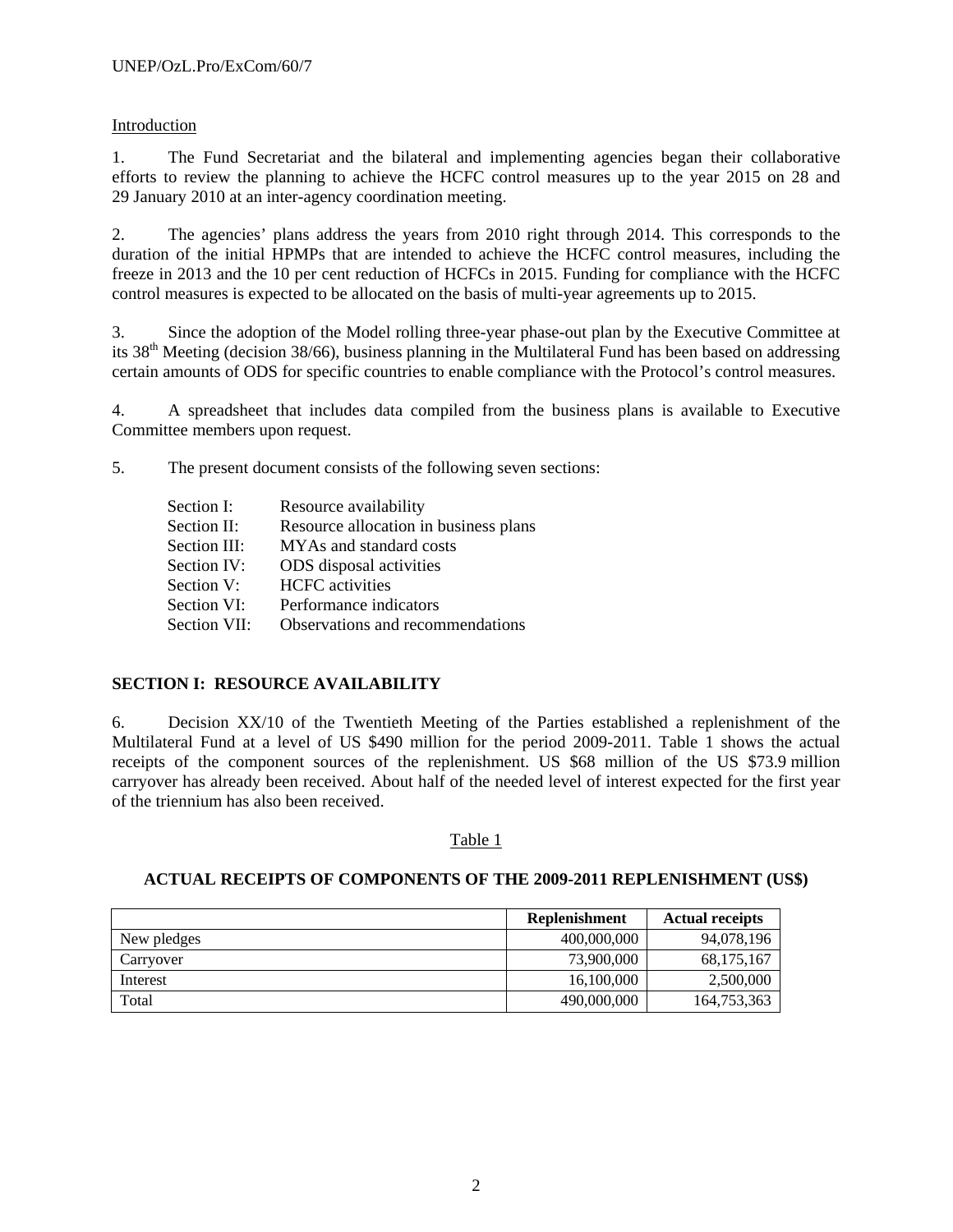Introduction

1. The Fund Secretariat and the bilateral and implementing agencies began their collaborative efforts to review the planning to achieve the HCFC control measures up to the year 2015 on 28 and 29 January 2010 at an inter-agency coordination meeting.

2. The agencies' plans address the years from 2010 right through 2014. This corresponds to the duration of the initial HPMPs that are intended to achieve the HCFC control measures, including the freeze in 2013 and the 10 per cent reduction of HCFCs in 2015. Funding for compliance with the HCFC control measures is expected to be allocated on the basis of multi-year agreements up to 2015.

3. Since the adoption of the Model rolling three-year phase-out plan by the Executive Committee at its 38th Meeting (decision 38/66), business planning in the Multilateral Fund has been based on addressing certain amounts of ODS for specific countries to enable compliance with the Protocol's control measures.

4. A spreadsheet that includes data compiled from the business plans is available to Executive Committee members upon request.

5. The present document consists of the following seven sections:

- Section I: Resource availability
- Section II: Resource allocation in business plans
- Section III: MYAs and standard costs
- Section IV: ODS disposal activities
- Section V: HCFC activities
- Section VI: Performance indicators
- Section VII: Observations and recommendations

## SECTION I: RESOURCE AVAILABILITY

6. Decision XX/10 of the Twentieth Meeting of the Parties established a replenishment of the Multilateral Fund at a level of US $490 million for the period 2009-2011. Table 1 shows the actual receipts of the component sources of the replenishment. US $68 million of the US $73.9 million carryover has already been received. About half of the needed level of interest expected for the first year of the triennium has also been received.

Table 1

**ACTUAL RECEIPTS OF COMPONENTS OF THE 2009-2011 REPLENISHMENT (US$)**

| | Replenishment | Actual receipts |
|---|---|---|
| New pledges | 400,000,000 | 94,078,196 |
| Carryover | 73,900,000 | 68,175,167 |
| Interest | 16,100,000 | 2,500,000 |
| Total | 490,000,000 | 164,753,363 |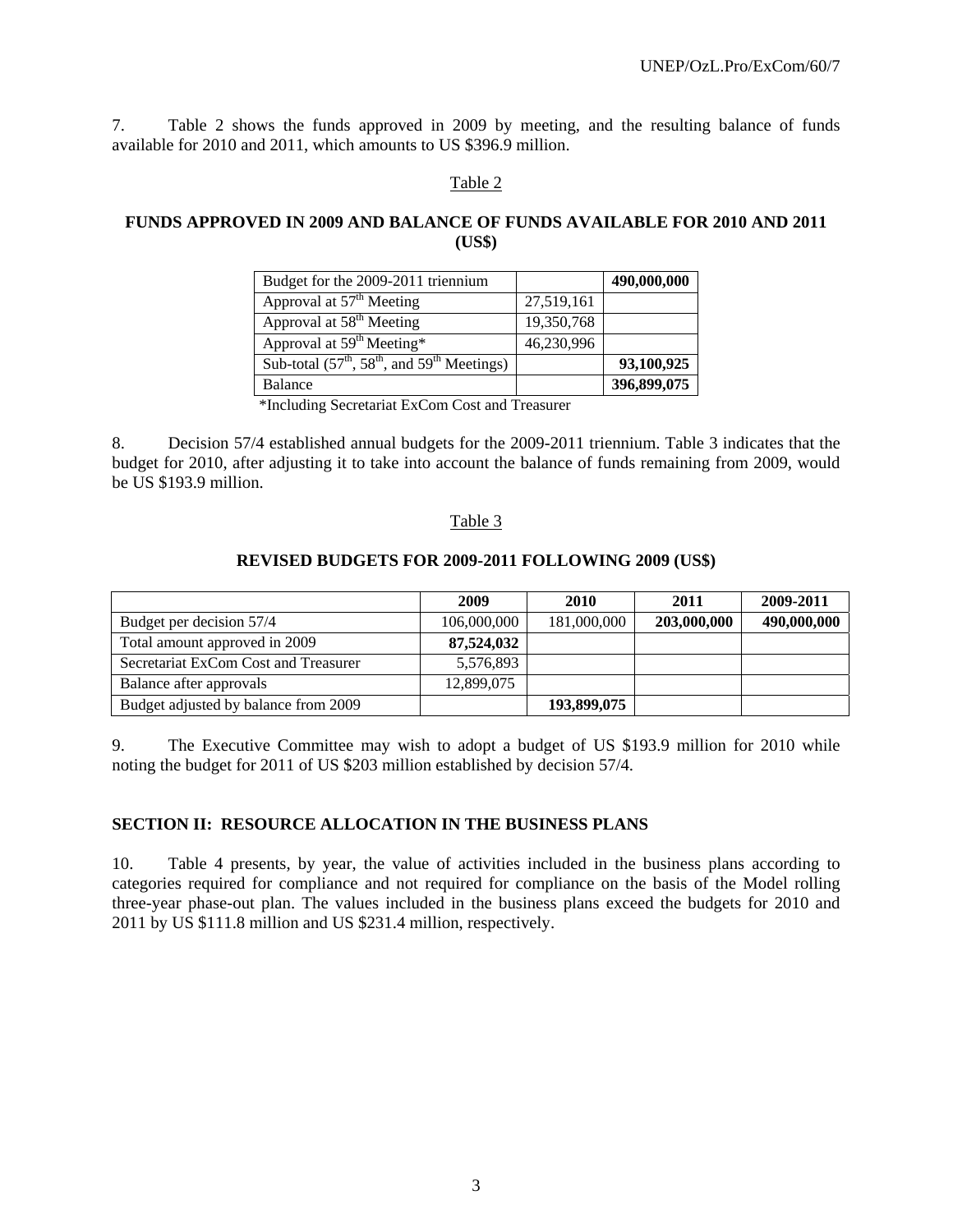7. Table 2 shows the funds approved in 2009 by meeting, and the resulting balance of funds available for 2010 and 2011, which amounts to US $396.9 million.

Table 2

**FUNDS APPROVED IN 2009 AND BALANCE OF FUNDS AVAILABLE FOR 2010 AND 2011 (US$)**

| Budget for the 2009-2011 triennium | | **490,000,000** |
|---|---|---|
| Approval at 57th Meeting | 27,519,161 | |
| Approval at 58th Meeting | 19,350,768 | |
| Approval at 59th Meeting* | 46,230,996 | |
| Sub-total (57th, 58th, and 59th Meetings) | | **93,100,925** |
| Balance | | **396,899,075** |

*Including Secretariat ExCom Cost and Treasurer

8. Decision 57/4 established annual budgets for the 2009-2011 triennium. Table 3 indicates that the budget for 2010, after adjusting it to take into account the balance of funds remaining from 2009, would be US $193.9 million.

Table 3

**REVISED BUDGETS FOR 2009-2011 FOLLOWING 2009 (US$)**

| | 2009 | 2010 | 2011 | 2009-2011 |
|---|---|---|---|---|
| Budget per decision 57/4 | 106,000,000 | 181,000,000 | **203,000,000** | **490,000,000** |
| Total amount approved in 2009 | **87,524,032** | | | |
| Secretariat ExCom Cost and Treasurer | 5,576,893 | | | |
| Balance after approvals | 12,899,075 | | | |
| Budget adjusted by balance from 2009 | | **193,899,075** | | |

9. The Executive Committee may wish to adopt a budget of US $193.9 million for 2010 while noting the budget for 2011 of US $203 million established by decision 57/4.

## SECTION II: RESOURCE ALLOCATION IN THE BUSINESS PLANS

10. Table 4 presents, by year, the value of activities included in the business plans according to categories required for compliance and not required for compliance on the basis of the Model rolling three-year phase-out plan. The values included in the business plans exceed the budgets for 2010 and 2011 by US $111.8 million and US $231.4 million, respectively.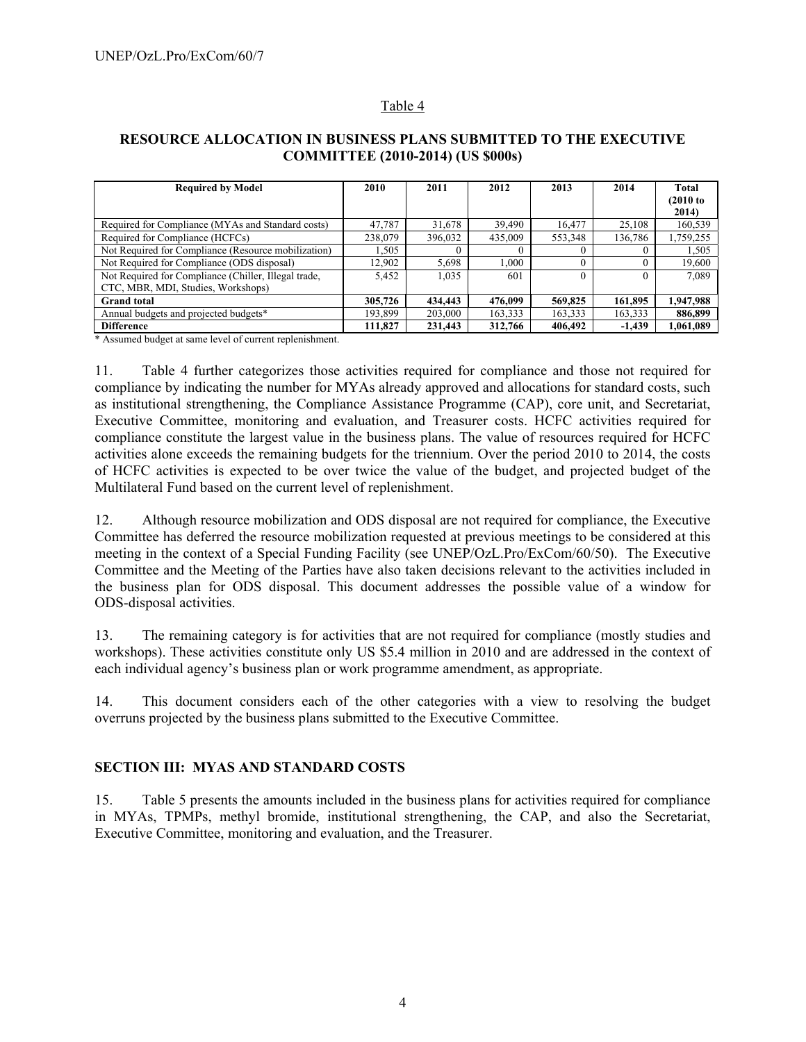Table 4

**RESOURCE ALLOCATION IN BUSINESS PLANS SUBMITTED TO THE EXECUTIVE COMMITTEE (2010-2014) (US $000s)**

| Required by Model | 2010 | 2011 | 2012 | 2013 | 2014 | Total (2010 to 2014) |
|---|---|---|---|---|---|---|
| Required for Compliance (MYAs and Standard costs) | 47,787 | 31,678 | 39,490 | 16,477 | 25,108 | 160,539 |
| Required for Compliance (HCFCs) | 238,079 | 396,032 | 435,009 | 553,348 | 136,786 | 1,759,255 |
| Not Required for Compliance (Resource mobilization) | 1,505 | 0 | 0 | 0 | 0 | 1,505 |
| Not Required for Compliance (ODS disposal) | 12,902 | 5,698 | 1,000 | 0 | 0 | 19,600 |
| Not Required for Compliance (Chiller, Illegal trade, CTC, MBR, MDI, Studies, Workshops) | 5,452 | 1,035 | 601 | 0 | 0 | 7,089 |
| **Grand total** | **305,726** | **434,443** | **476,099** | **569,825** | **161,895** | **1,947,988** |
| Annual budgets and projected budgets* | 193,899 | 203,000 | 163,333 | 163,333 | 163,333 | **886,899** |
| **Difference** | **111,827** | **231,443** | **312,766** | **406,492** | **-1,439** | **1,061,089** |

\* Assumed budget at same level of current replenishment.

11. Table 4 further categorizes those activities required for compliance and those not required for compliance by indicating the number for MYAs already approved and allocations for standard costs, such as institutional strengthening, the Compliance Assistance Programme (CAP), core unit, and Secretariat, Executive Committee, monitoring and evaluation, and Treasurer costs. HCFC activities required for compliance constitute the largest value in the business plans. The value of resources required for HCFC activities alone exceeds the remaining budgets for the triennium. Over the period 2010 to 2014, the costs of HCFC activities is expected to be over twice the value of the budget, and projected budget of the Multilateral Fund based on the current level of replenishment.

12. Although resource mobilization and ODS disposal are not required for compliance, the Executive Committee has deferred the resource mobilization requested at previous meetings to be considered at this meeting in the context of a Special Funding Facility (see UNEP/OzL.Pro/ExCom/60/50). The Executive Committee and the Meeting of the Parties have also taken decisions relevant to the activities included in the business plan for ODS disposal. This document addresses the possible value of a window for ODS-disposal activities.

13. The remaining category is for activities that are not required for compliance (mostly studies and workshops). These activities constitute only US $5.4 million in 2010 and are addressed in the context of each individual agency's business plan or work programme amendment, as appropriate.

14. This document considers each of the other categories with a view to resolving the budget overruns projected by the business plans submitted to the Executive Committee.

## SECTION III: MYAS AND STANDARD COSTS

15. Table 5 presents the amounts included in the business plans for activities required for compliance in MYAs, TPMPs, methyl bromide, institutional strengthening, the CAP, and also the Secretariat, Executive Committee, monitoring and evaluation, and the Treasurer.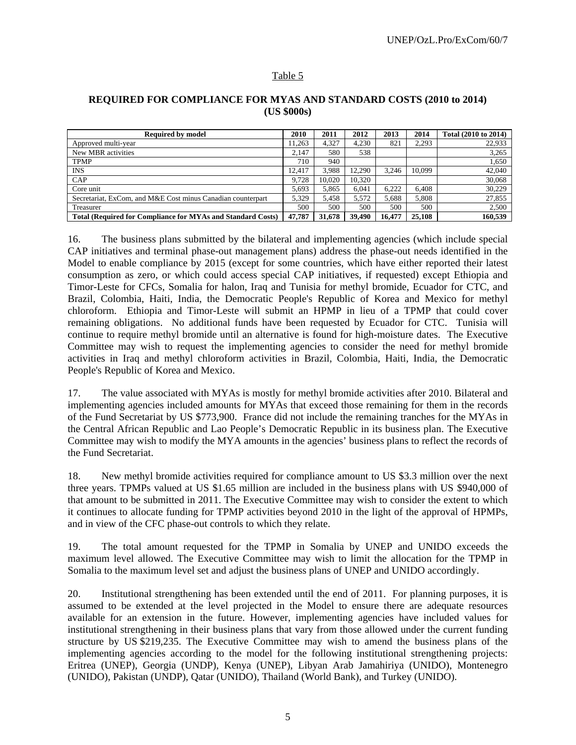Table 5

**REQUIRED FOR COMPLIANCE FOR MYAS AND STANDARD COSTS (2010 to 2014) (US $000s)**

| Required by model | 2010 | 2011 | 2012 | 2013 | 2014 | Total (2010 to 2014) |
|---|---|---|---|---|---|---|
| Approved multi-year | 11,263 | 4,327 | 4,230 | 821 | 2,293 | 22,933 |
| New MBR activities | 2,147 | 580 | 538 | | | 3,265 |
| TPMP | 710 | 940 | | | | 1,650 |
| INS | 12,417 | 3,988 | 12,290 | 3,246 | 10,099 | 42,040 |
| CAP | 9,728 | 10,020 | 10,320 | | | 30,068 |
| Core unit | 5,693 | 5,865 | 6,041 | 6,222 | 6,408 | 30,229 |
| Secretariat, ExCom, and M&E Cost minus Canadian counterpart | 5,329 | 5,458 | 5,572 | 5,688 | 5,808 | 27,855 |
| Treasurer | 500 | 500 | 500 | 500 | 500 | 2,500 |
| **Total (Required for Compliance for MYAs and Standard Costs)** | **47,787** | **31,678** | **39,490** | **16,477** | **25,108** | **160,539** |

16. The business plans submitted by the bilateral and implementing agencies (which include special CAP initiatives and terminal phase-out management plans) address the phase-out needs identified in the Model to enable compliance by 2015 (except for some countries, which have either reported their latest consumption as zero, or which could access special CAP initiatives, if requested) except Ethiopia and Timor-Leste for CFCs, Somalia for halon, Iraq and Tunisia for methyl bromide, Ecuador for CTC, and Brazil, Colombia, Haiti, India, the Democratic People's Republic of Korea and Mexico for methyl chloroform. Ethiopia and Timor-Leste will submit an HPMP in lieu of a TPMP that could cover remaining obligations. No additional funds have been requested by Ecuador for CTC. Tunisia will continue to require methyl bromide until an alternative is found for high-moisture dates. The Executive Committee may wish to request the implementing agencies to consider the need for methyl bromide activities in Iraq and methyl chloroform activities in Brazil, Colombia, Haiti, India, the Democratic People's Republic of Korea and Mexico.

17. The value associated with MYAs is mostly for methyl bromide activities after 2010. Bilateral and implementing agencies included amounts for MYAs that exceed those remaining for them in the records of the Fund Secretariat by US $773,900. France did not include the remaining tranches for the MYAs in the Central African Republic and Lao People's Democratic Republic in its business plan. The Executive Committee may wish to modify the MYA amounts in the agencies' business plans to reflect the records of the Fund Secretariat.

18. New methyl bromide activities required for compliance amount to US $3.3 million over the next three years. TPMPs valued at US $1.65 million are included in the business plans with US $940,000 of that amount to be submitted in 2011. The Executive Committee may wish to consider the extent to which it continues to allocate funding for TPMP activities beyond 2010 in the light of the approval of HPMPs, and in view of the CFC phase-out controls to which they relate.

19. The total amount requested for the TPMP in Somalia by UNEP and UNIDO exceeds the maximum level allowed. The Executive Committee may wish to limit the allocation for the TPMP in Somalia to the maximum level set and adjust the business plans of UNEP and UNIDO accordingly.

20. Institutional strengthening has been extended until the end of 2011. For planning purposes, it is assumed to be extended at the level projected in the Model to ensure there are adequate resources available for an extension in the future. However, implementing agencies have included values for institutional strengthening in their business plans that vary from those allowed under the current funding structure by US $219,235. The Executive Committee may wish to amend the business plans of the implementing agencies according to the model for the following institutional strengthening projects: Eritrea (UNEP), Georgia (UNDP), Kenya (UNEP), Libyan Arab Jamahiriya (UNIDO), Montenegro (UNIDO), Pakistan (UNDP), Qatar (UNIDO), Thailand (World Bank), and Turkey (UNIDO).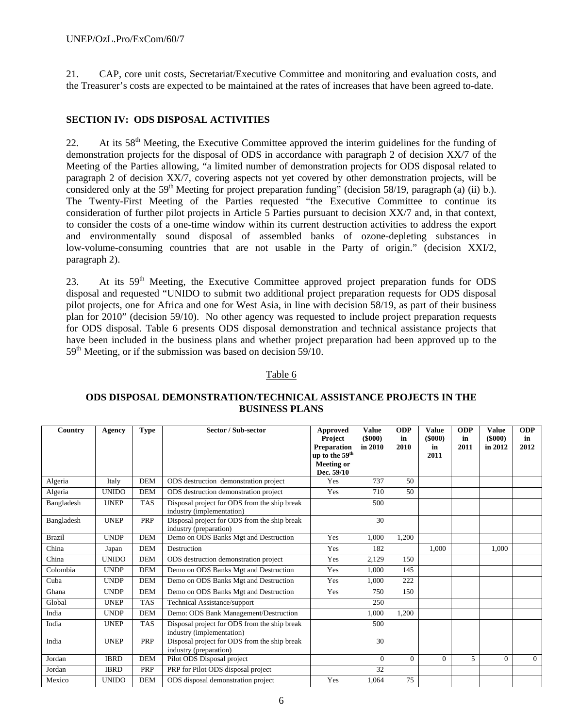21. CAP, core unit costs, Secretariat/Executive Committee and monitoring and evaluation costs, and the Treasurer's costs are expected to be maintained at the rates of increases that have been agreed to-date.

## SECTION IV: ODS DISPOSAL ACTIVITIES

22. At its 58th Meeting, the Executive Committee approved the interim guidelines for the funding of demonstration projects for the disposal of ODS in accordance with paragraph 2 of decision XX/7 of the Meeting of the Parties allowing, "a limited number of demonstration projects for ODS disposal related to paragraph 2 of decision XX/7, covering aspects not yet covered by other demonstration projects, will be considered only at the 59th Meeting for project preparation funding" (decision 58/19, paragraph (a) (ii) b.). The Twenty-First Meeting of the Parties requested "the Executive Committee to continue its consideration of further pilot projects in Article 5 Parties pursuant to decision XX/7 and, in that context, to consider the costs of a one-time window within its current destruction activities to address the export and environmentally sound disposal of assembled banks of ozone-depleting substances in low-volume-consuming countries that are not usable in the Party of origin." (decision XXI/2, paragraph 2).

23. At its 59th Meeting, the Executive Committee approved project preparation funds for ODS disposal and requested "UNIDO to submit two additional project preparation requests for ODS disposal pilot projects, one for Africa and one for West Asia, in line with decision 58/19, as part of their business plan for 2010" (decision 59/10). No other agency was requested to include project preparation requests for ODS disposal. Table 6 presents ODS disposal demonstration and technical assistance projects that have been included in the business plans and whether project preparation had been approved up to the 59th Meeting, or if the submission was based on decision 59/10.

Table 6

**ODS DISPOSAL DEMONSTRATION/TECHNICAL ASSISTANCE PROJECTS IN THE BUSINESS PLANS**

| Country | Agency | Type | Sector / Sub-sector | Approved Project Preparation up to the 59th Meeting or Dec. 59/10 | Value ($000) in 2010 | ODP in 2010 | Value ($000) in 2011 | ODP in 2011 | Value ($000) in 2012 | ODP in 2012 |
|---|---|---|---|---|---|---|---|---|---|---|
| Algeria | Italy | DEM | ODS destruction demonstration project | Yes | 737 | 50 | | | | |
| Algeria | UNIDO | DEM | ODS destruction demonstration project | Yes | 710 | 50 | | | | |
| Bangladesh | UNEP | TAS | Disposal project for ODS from the ship break industry (implementation) | | 500 | | | | | |
| Bangladesh | UNEP | PRP | Disposal project for ODS from the ship break industry (preparation) | | 30 | | | | | |
| Brazil | UNDP | DEM | Demo on ODS Banks Mgt and Destruction | Yes | 1,000 | 1,200 | | | | |
| China | Japan | DEM | Destruction | Yes | 182 | | 1,000 | | 1,000 | |
| China | UNIDO | DEM | ODS destruction demonstration project | Yes | 2,129 | 150 | | | | |
| Colombia | UNDP | DEM | Demo on ODS Banks Mgt and Destruction | Yes | 1,000 | 145 | | | | |
| Cuba | UNDP | DEM | Demo on ODS Banks Mgt and Destruction | Yes | 1,000 | 222 | | | | |
| Ghana | UNDP | DEM | Demo on ODS Banks Mgt and Destruction | Yes | 750 | 150 | | | | |
| Global | UNEP | TAS | Technical Assistance/support | | 250 | | | | | |
| India | UNDP | DEM | Demo: ODS Bank Management/Destruction | | 1,000 | 1,200 | | | | |
| India | UNEP | TAS | Disposal project for ODS from the ship break industry (implementation) | | 500 | | | | | |
| India | UNEP | PRP | Disposal project for ODS from the ship break industry (preparation) | | 30 | | | | | |
| Jordan | IBRD | DEM | Pilot ODS Disposal project | | 0 | 0 | 0 | 5 | 0 | 0 |
| Jordan | IBRD | PRP | PRP for Pilot ODS disposal project | | 32 | | | | | |
| Mexico | UNIDO | DEM | ODS disposal demonstration project | Yes | 1,064 | 75 | | | | |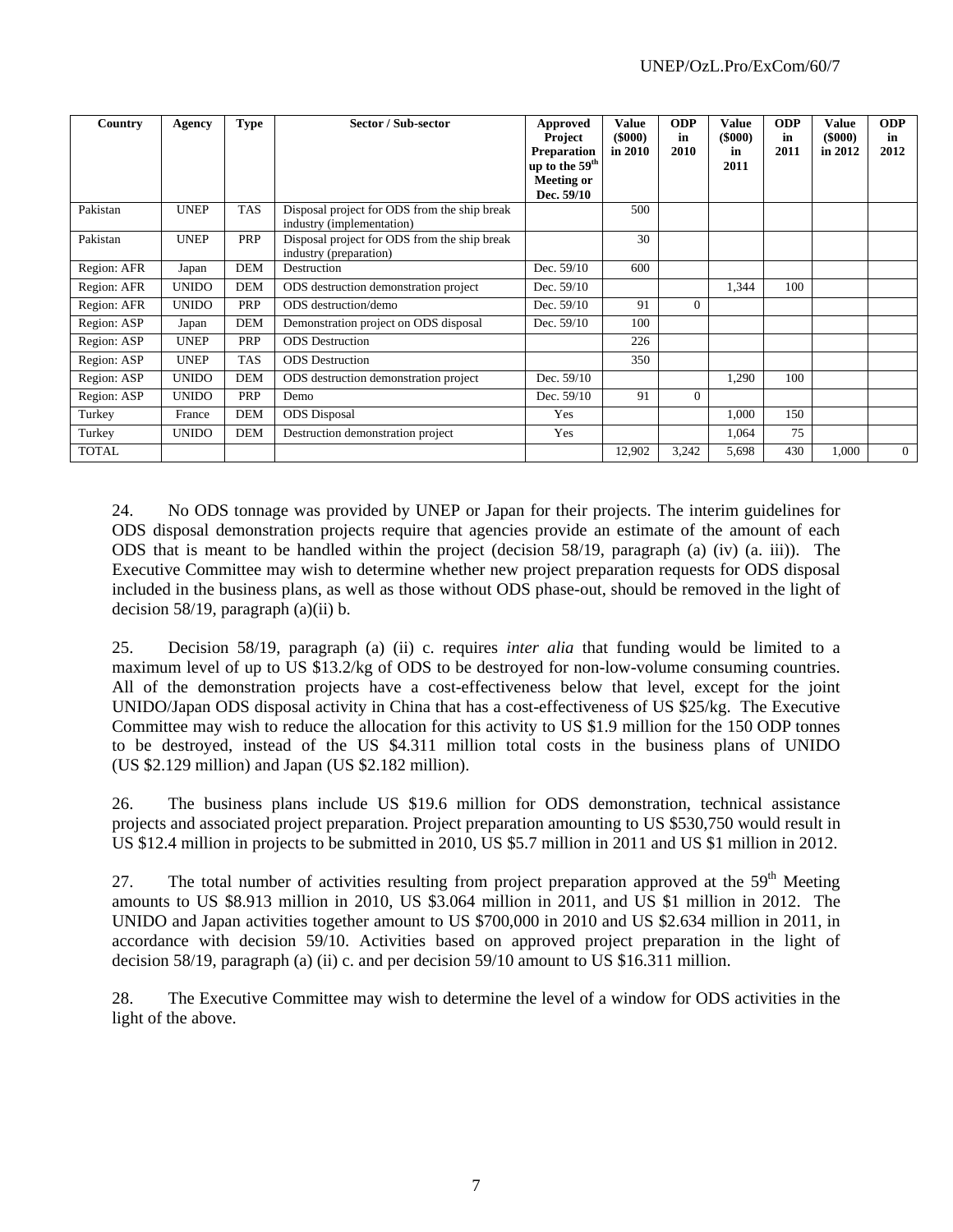| Country | Agency | Type | Sector / Sub-sector | Approved Project Preparation up to the 59th Meeting or Dec. 59/10 | Value ($000) in 2010 | ODP in 2010 | Value ($000) in 2011 | ODP in 2011 | Value ($000) in 2012 | ODP in 2012 |
|---|---|---|---|---|---|---|---|---|---|---|
| Pakistan | UNEP | TAS | Disposal project for ODS from the ship break industry (implementation) | | 500 | | | | | |
| Pakistan | UNEP | PRP | Disposal project for ODS from the ship break industry (preparation) | | 30 | | | | | |
| Region: AFR | Japan | DEM | Destruction | Dec. 59/10 | 600 | | | | | |
| Region: AFR | UNIDO | DEM | ODS destruction demonstration project | Dec. 59/10 | | | 1,344 | 100 | | |
| Region: AFR | UNIDO | PRP | ODS destruction/demo | Dec. 59/10 | 91 | 0 | | | | |
| Region: ASP | Japan | DEM | Demonstration project on ODS disposal | Dec. 59/10 | 100 | | | | | |
| Region: ASP | UNEP | PRP | ODS Destruction | | 226 | | | | | |
| Region: ASP | UNEP | TAS | ODS Destruction | | 350 | | | | | |
| Region: ASP | UNIDO | DEM | ODS destruction demonstration project | Dec. 59/10 | | | 1,290 | 100 | | |
| Region: ASP | UNIDO | PRP | Demo | Dec. 59/10 | 91 | 0 | | | | |
| Turkey | France | DEM | ODS Disposal | Yes | | | 1,000 | 150 | | |
| Turkey | UNIDO | DEM | Destruction demonstration project | Yes | | | 1,064 | 75 | | |
| TOTAL | | | | | 12,902 | 3,242 | 5,698 | 430 | 1,000 | 0 |

24. No ODS tonnage was provided by UNEP or Japan for their projects. The interim guidelines for ODS disposal demonstration projects require that agencies provide an estimate of the amount of each ODS that is meant to be handled within the project (decision 58/19, paragraph (a) (iv) (a. iii)). The Executive Committee may wish to determine whether new project preparation requests for ODS disposal included in the business plans, as well as those without ODS phase-out, should be removed in the light of decision 58/19, paragraph (a)(ii) b.

25. Decision 58/19, paragraph (a) (ii) c. requires *inter alia* that funding would be limited to a maximum level of up to US $13.2/kg of ODS to be destroyed for non-low-volume consuming countries. All of the demonstration projects have a cost-effectiveness below that level, except for the joint UNIDO/Japan ODS disposal activity in China that has a cost-effectiveness of US $25/kg. The Executive Committee may wish to reduce the allocation for this activity to US $1.9 million for the 150 ODP tonnes to be destroyed, instead of the US $4.311 million total costs in the business plans of UNIDO (US $2.129 million) and Japan (US $2.182 million).

26. The business plans include US $19.6 million for ODS demonstration, technical assistance projects and associated project preparation. Project preparation amounting to US $530,750 would result in US $12.4 million in projects to be submitted in 2010, US $5.7 million in 2011 and US $1 million in 2012.

27. The total number of activities resulting from project preparation approved at the 59th Meeting amounts to US $8.913 million in 2010, US $3.064 million in 2011, and US $1 million in 2012. The UNIDO and Japan activities together amount to US $700,000 in 2010 and US $2.634 million in 2011, in accordance with decision 59/10. Activities based on approved project preparation in the light of decision 58/19, paragraph (a) (ii) c. and per decision 59/10 amount to US $16.311 million.

28. The Executive Committee may wish to determine the level of a window for ODS activities in the light of the above.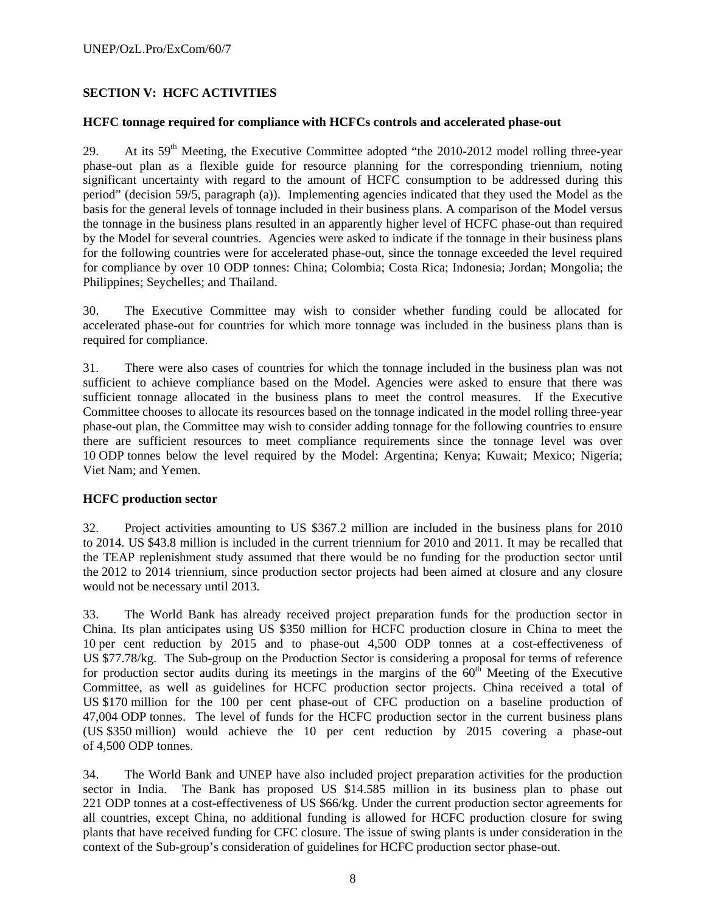## SECTION V: HCFC ACTIVITIES

### HCFC tonnage required for compliance with HCFCs controls and accelerated phase-out

29. At its 59th Meeting, the Executive Committee adopted "the 2010-2012 model rolling three-year phase-out plan as a flexible guide for resource planning for the corresponding triennium, noting significant uncertainty with regard to the amount of HCFC consumption to be addressed during this period" (decision 59/5, paragraph (a)). Implementing agencies indicated that they used the Model as the basis for the general levels of tonnage included in their business plans. A comparison of the Model versus the tonnage in the business plans resulted in an apparently higher level of HCFC phase-out than required by the Model for several countries. Agencies were asked to indicate if the tonnage in their business plans for the following countries were for accelerated phase-out, since the tonnage exceeded the level required for compliance by over 10 ODP tonnes: China; Colombia; Costa Rica; Indonesia; Jordan; Mongolia; the Philippines; Seychelles; and Thailand.

30. The Executive Committee may wish to consider whether funding could be allocated for accelerated phase-out for countries for which more tonnage was included in the business plans than is required for compliance.

31. There were also cases of countries for which the tonnage included in the business plan was not sufficient to achieve compliance based on the Model. Agencies were asked to ensure that there was sufficient tonnage allocated in the business plans to meet the control measures. If the Executive Committee chooses to allocate its resources based on the tonnage indicated in the model rolling three-year phase-out plan, the Committee may wish to consider adding tonnage for the following countries to ensure there are sufficient resources to meet compliance requirements since the tonnage level was over 10 ODP tonnes below the level required by the Model: Argentina; Kenya; Kuwait; Mexico; Nigeria; Viet Nam; and Yemen.

### HCFC production sector

32. Project activities amounting to US $367.2 million are included in the business plans for 2010 to 2014. US $43.8 million is included in the current triennium for 2010 and 2011. It may be recalled that the TEAP replenishment study assumed that there would be no funding for the production sector until the 2012 to 2014 triennium, since production sector projects had been aimed at closure and any closure would not be necessary until 2013.

33. The World Bank has already received project preparation funds for the production sector in China. Its plan anticipates using US $350 million for HCFC production closure in China to meet the 10 per cent reduction by 2015 and to phase-out 4,500 ODP tonnes at a cost-effectiveness of US $77.78/kg. The Sub-group on the Production Sector is considering a proposal for terms of reference for production sector audits during its meetings in the margins of the 60th Meeting of the Executive Committee, as well as guidelines for HCFC production sector projects. China received a total of US $170 million for the 100 per cent phase-out of CFC production on a baseline production of 47,004 ODP tonnes. The level of funds for the HCFC production sector in the current business plans (US $350 million) would achieve the 10 per cent reduction by 2015 covering a phase-out of 4,500 ODP tonnes.

34. The World Bank and UNEP have also included project preparation activities for the production sector in India. The Bank has proposed US $14.585 million in its business plan to phase out 221 ODP tonnes at a cost-effectiveness of US $66/kg. Under the current production sector agreements for all countries, except China, no additional funding is allowed for HCFC production closure for swing plants that have received funding for CFC closure. The issue of swing plants is under consideration in the context of the Sub-group's consideration of guidelines for HCFC production sector phase-out.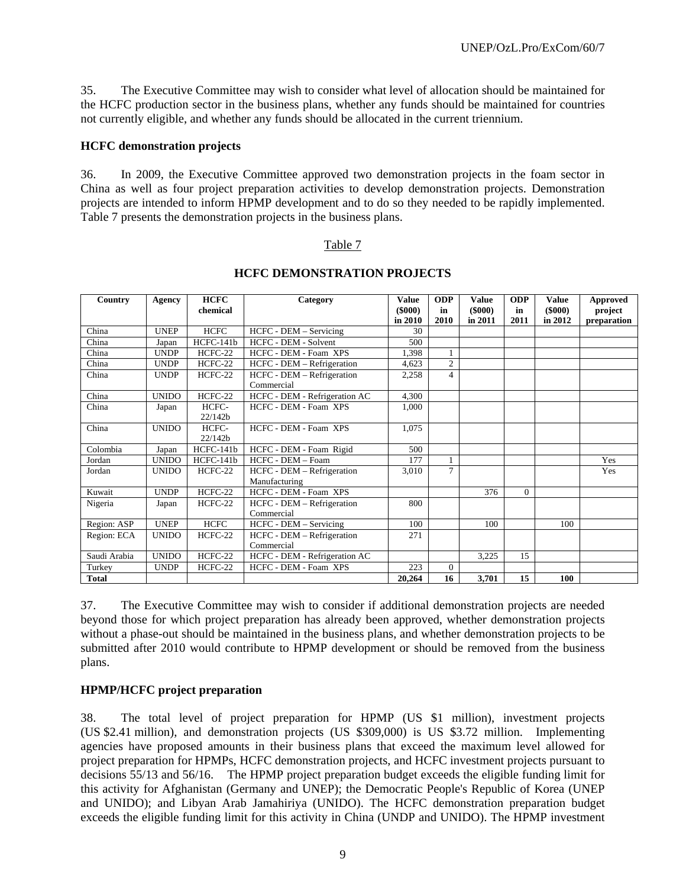35. The Executive Committee may wish to consider what level of allocation should be maintained for the HCFC production sector in the business plans, whether any funds should be maintained for countries not currently eligible, and whether any funds should be allocated in the current triennium.

**HCFC demonstration projects**

36. In 2009, the Executive Committee approved two demonstration projects in the foam sector in China as well as four project preparation activities to develop demonstration projects. Demonstration projects are intended to inform HPMP development and to do so they needed to be rapidly implemented. Table 7 presents the demonstration projects in the business plans.

Table 7

**HCFC DEMONSTRATION PROJECTS**

| Country | Agency | HCFC chemical | Category | Value ($000) in 2010 | ODP in 2010 | Value ($000) in 2011 | ODP in 2011 | Value ($000) in 2012 | Approved project preparation |
|---|---|---|---|---|---|---|---|---|---|
| China | UNEP | HCFC | HCFC - DEM – Servicing | 30 | | | | | |
| China | Japan | HCFC-141b | HCFC - DEM - Solvent | 500 | | | | | |
| China | UNDP | HCFC-22 | HCFC - DEM - Foam XPS | 1,398 | 1 | | | | |
| China | UNDP | HCFC-22 | HCFC - DEM – Refrigeration | 4,623 | 2 | | | | |
| China | UNDP | HCFC-22 | HCFC - DEM – Refrigeration Commercial | 2,258 | 4 | | | | |
| China | UNIDO | HCFC-22 | HCFC - DEM - Refrigeration AC | 4,300 | | | | | |
| China | Japan | HCFC-22/142b | HCFC - DEM - Foam XPS | 1,000 | | | | | |
| China | UNIDO | HCFC-22/142b | HCFC - DEM - Foam XPS | 1,075 | | | | | |
| Colombia | Japan | HCFC-141b | HCFC - DEM - Foam Rigid | 500 | | | | | |
| Jordan | UNIDO | HCFC-141b | HCFC - DEM – Foam | 177 | 1 | | | | Yes |
| Jordan | UNIDO | HCFC-22 | HCFC - DEM – Refrigeration Manufacturing | 3,010 | 7 | | | | Yes |
| Kuwait | UNDP | HCFC-22 | HCFC - DEM - Foam XPS | | | 376 | 0 | | |
| Nigeria | Japan | HCFC-22 | HCFC - DEM – Refrigeration Commercial | 800 | | | | | |
| Region: ASP | UNEP | HCFC | HCFC - DEM – Servicing | 100 | | 100 | | 100 | |
| Region: ECA | UNIDO | HCFC-22 | HCFC - DEM – Refrigeration Commercial | 271 | | | | | |
| Saudi Arabia | UNIDO | HCFC-22 | HCFC - DEM - Refrigeration AC | | | 3,225 | 15 | | |
| Turkey | UNDP | HCFC-22 | HCFC - DEM - Foam XPS | 223 | 0 | | | | |
| **Total** | | | | **20,264** | **16** | **3,701** | **15** | **100** | |

37. The Executive Committee may wish to consider if additional demonstration projects are needed beyond those for which project preparation has already been approved, whether demonstration projects without a phase-out should be maintained in the business plans, and whether demonstration projects to be submitted after 2010 would contribute to HPMP development or should be removed from the business plans.

**HPMP/HCFC project preparation**

38. The total level of project preparation for HPMP (US $1 million), investment projects (US $2.41 million), and demonstration projects (US $309,000) is US $3.72 million. Implementing agencies have proposed amounts in their business plans that exceed the maximum level allowed for project preparation for HPMPs, HCFC demonstration projects, and HCFC investment projects pursuant to decisions 55/13 and 56/16. The HPMP project preparation budget exceeds the eligible funding limit for this activity for Afghanistan (Germany and UNEP); the Democratic People's Republic of Korea (UNEP and UNIDO); and Libyan Arab Jamahiriya (UNIDO). The HCFC demonstration preparation budget exceeds the eligible funding limit for this activity in China (UNDP and UNIDO). The HPMP investment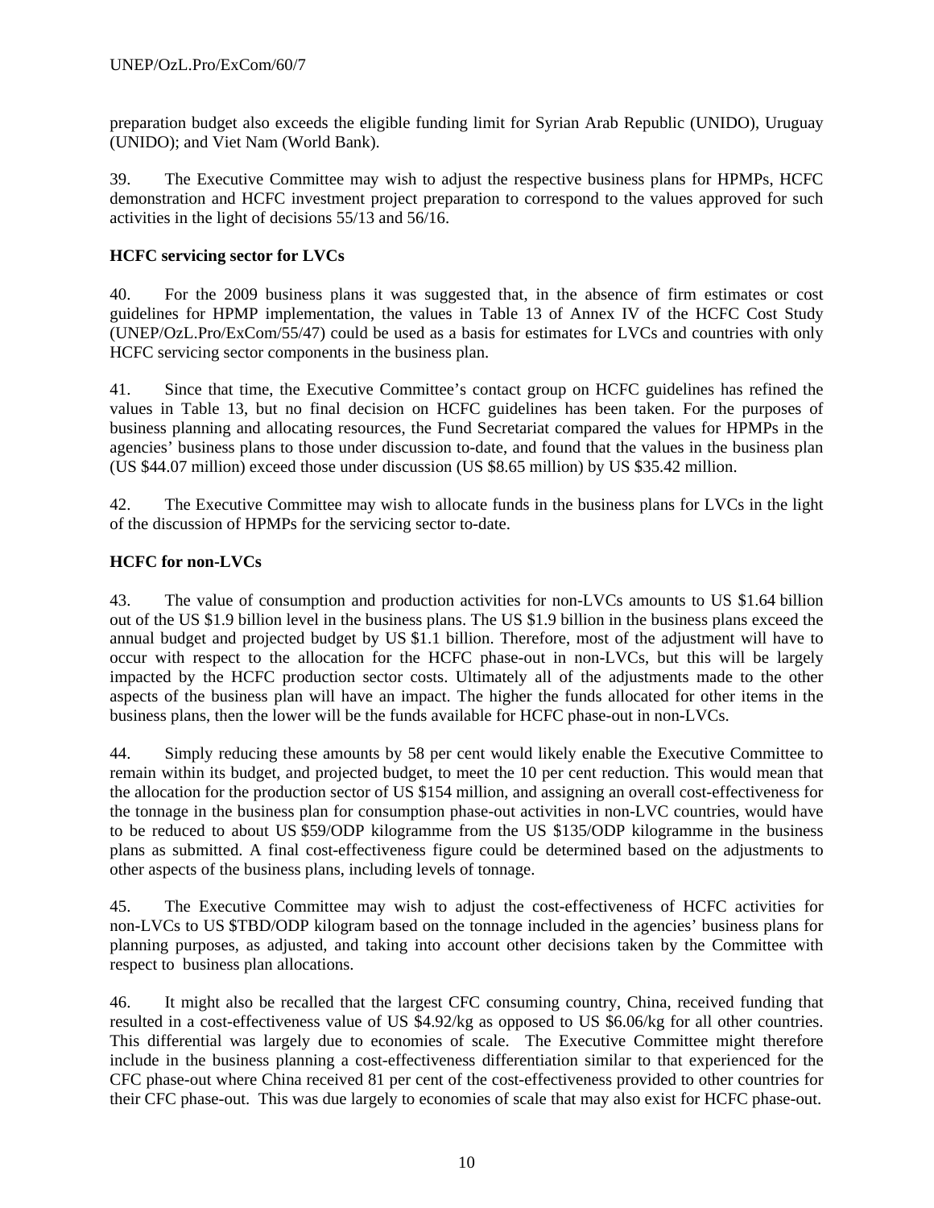preparation budget also exceeds the eligible funding limit for Syrian Arab Republic (UNIDO), Uruguay (UNIDO); and Viet Nam (World Bank).

39. The Executive Committee may wish to adjust the respective business plans for HPMPs, HCFC demonstration and HCFC investment project preparation to correspond to the values approved for such activities in the light of decisions 55/13 and 56/16.

**HCFC servicing sector for LVCs**

40. For the 2009 business plans it was suggested that, in the absence of firm estimates or cost guidelines for HPMP implementation, the values in Table 13 of Annex IV of the HCFC Cost Study (UNEP/OzL.Pro/ExCom/55/47) could be used as a basis for estimates for LVCs and countries with only HCFC servicing sector components in the business plan.

41. Since that time, the Executive Committee's contact group on HCFC guidelines has refined the values in Table 13, but no final decision on HCFC guidelines has been taken. For the purposes of business planning and allocating resources, the Fund Secretariat compared the values for HPMPs in the agencies' business plans to those under discussion to-date, and found that the values in the business plan (US $44.07 million) exceed those under discussion (US $8.65 million) by US $35.42 million.

42. The Executive Committee may wish to allocate funds in the business plans for LVCs in the light of the discussion of HPMPs for the servicing sector to-date.

**HCFC for non-LVCs**

43. The value of consumption and production activities for non-LVCs amounts to US $1.64 billion out of the US $1.9 billion level in the business plans. The US $1.9 billion in the business plans exceed the annual budget and projected budget by US $1.1 billion. Therefore, most of the adjustment will have to occur with respect to the allocation for the HCFC phase-out in non-LVCs, but this will be largely impacted by the HCFC production sector costs. Ultimately all of the adjustments made to the other aspects of the business plan will have an impact. The higher the funds allocated for other items in the business plans, then the lower will be the funds available for HCFC phase-out in non-LVCs.

44. Simply reducing these amounts by 58 per cent would likely enable the Executive Committee to remain within its budget, and projected budget, to meet the 10 per cent reduction. This would mean that the allocation for the production sector of US $154 million, and assigning an overall cost-effectiveness for the tonnage in the business plan for consumption phase-out activities in non-LVC countries, would have to be reduced to about US $59/ODP kilogramme from the US $135/ODP kilogramme in the business plans as submitted. A final cost-effectiveness figure could be determined based on the adjustments to other aspects of the business plans, including levels of tonnage.

45. The Executive Committee may wish to adjust the cost-effectiveness of HCFC activities for non-LVCs to US $TBD/ODP kilogram based on the tonnage included in the agencies' business plans for planning purposes, as adjusted, and taking into account other decisions taken by the Committee with respect to business plan allocations.

46. It might also be recalled that the largest CFC consuming country, China, received funding that resulted in a cost-effectiveness value of US $4.92/kg as opposed to US $6.06/kg for all other countries. This differential was largely due to economies of scale. The Executive Committee might therefore include in the business planning a cost-effectiveness differentiation similar to that experienced for the CFC phase-out where China received 81 per cent of the cost-effectiveness provided to other countries for their CFC phase-out. This was due largely to economies of scale that may also exist for HCFC phase-out.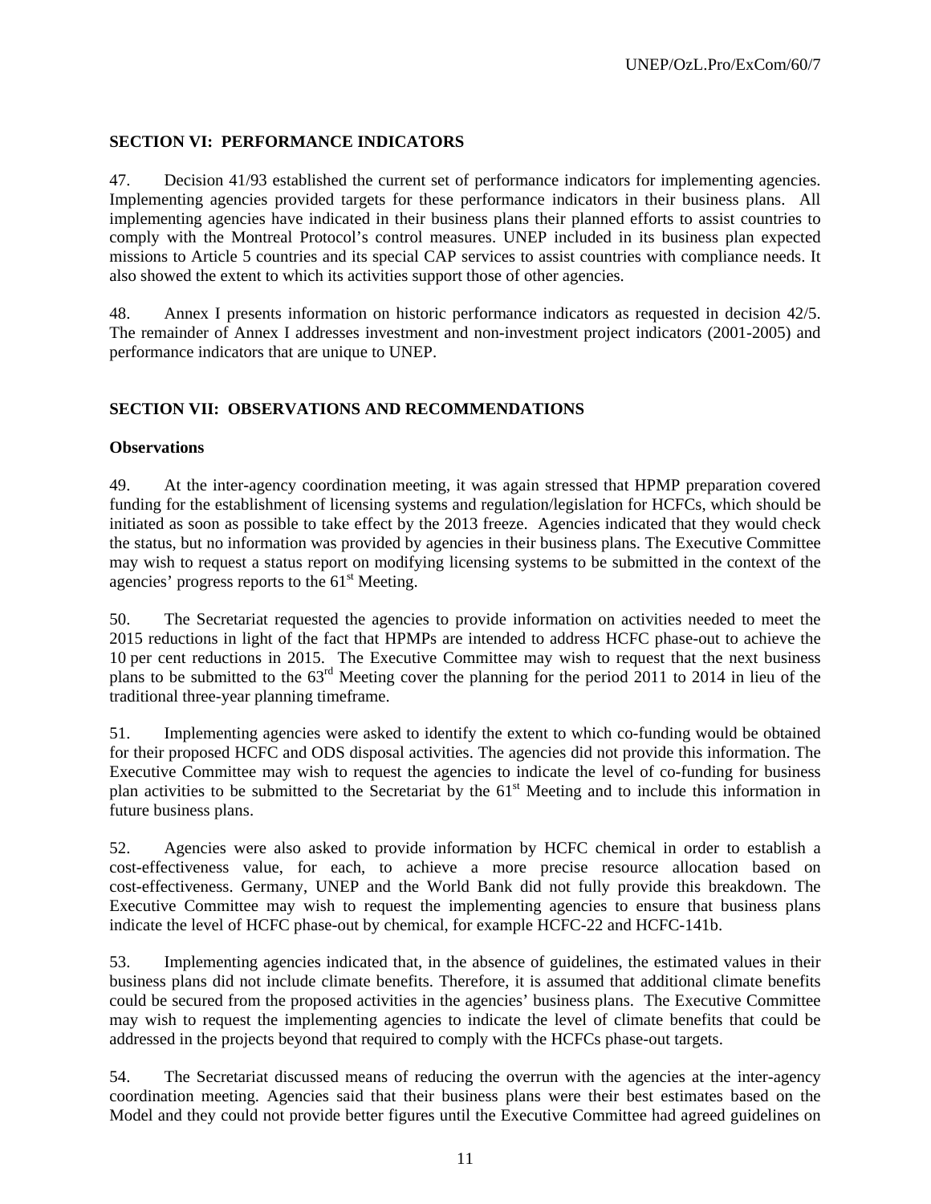## SECTION VI: PERFORMANCE INDICATORS

47. Decision 41/93 established the current set of performance indicators for implementing agencies. Implementing agencies provided targets for these performance indicators in their business plans. All implementing agencies have indicated in their business plans their planned efforts to assist countries to comply with the Montreal Protocol's control measures. UNEP included in its business plan expected missions to Article 5 countries and its special CAP services to assist countries with compliance needs. It also showed the extent to which its activities support those of other agencies.

48. Annex I presents information on historic performance indicators as requested in decision 42/5. The remainder of Annex I addresses investment and non-investment project indicators (2001-2005) and performance indicators that are unique to UNEP.

## SECTION VII: OBSERVATIONS AND RECOMMENDATIONS

### Observations

49. At the inter-agency coordination meeting, it was again stressed that HPMP preparation covered funding for the establishment of licensing systems and regulation/legislation for HCFCs, which should be initiated as soon as possible to take effect by the 2013 freeze. Agencies indicated that they would check the status, but no information was provided by agencies in their business plans. The Executive Committee may wish to request a status report on modifying licensing systems to be submitted in the context of the agencies' progress reports to the 61st Meeting.

50. The Secretariat requested the agencies to provide information on activities needed to meet the 2015 reductions in light of the fact that HPMPs are intended to address HCFC phase-out to achieve the 10 per cent reductions in 2015. The Executive Committee may wish to request that the next business plans to be submitted to the 63rd Meeting cover the planning for the period 2011 to 2014 in lieu of the traditional three-year planning timeframe.

51. Implementing agencies were asked to identify the extent to which co-funding would be obtained for their proposed HCFC and ODS disposal activities. The agencies did not provide this information. The Executive Committee may wish to request the agencies to indicate the level of co-funding for business plan activities to be submitted to the Secretariat by the 61st Meeting and to include this information in future business plans.

52. Agencies were also asked to provide information by HCFC chemical in order to establish a cost-effectiveness value, for each, to achieve a more precise resource allocation based on cost-effectiveness. Germany, UNEP and the World Bank did not fully provide this breakdown. The Executive Committee may wish to request the implementing agencies to ensure that business plans indicate the level of HCFC phase-out by chemical, for example HCFC-22 and HCFC-141b.

53. Implementing agencies indicated that, in the absence of guidelines, the estimated values in their business plans did not include climate benefits. Therefore, it is assumed that additional climate benefits could be secured from the proposed activities in the agencies' business plans. The Executive Committee may wish to request the implementing agencies to indicate the level of climate benefits that could be addressed in the projects beyond that required to comply with the HCFCs phase-out targets.

54. The Secretariat discussed means of reducing the overrun with the agencies at the inter-agency coordination meeting. Agencies said that their business plans were their best estimates based on the Model and they could not provide better figures until the Executive Committee had agreed guidelines on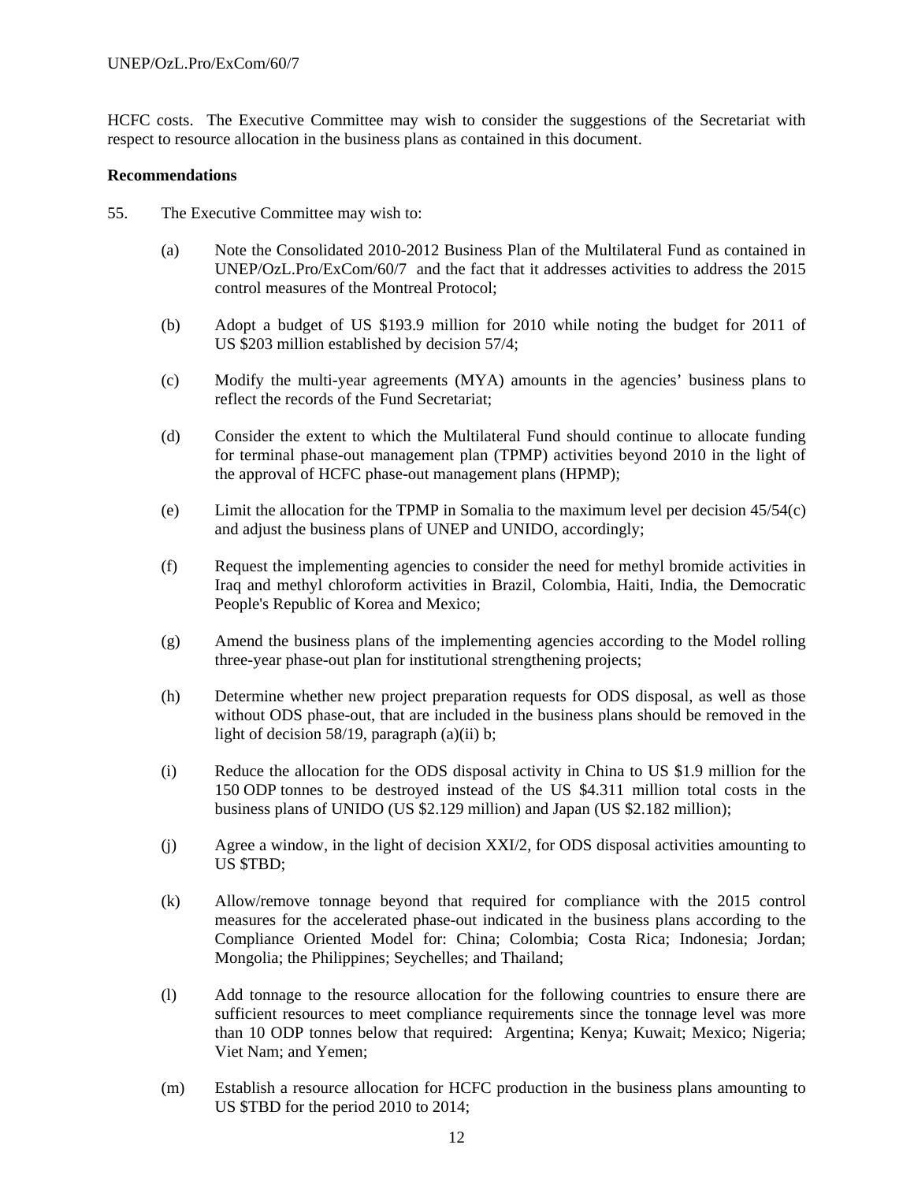HCFC costs. The Executive Committee may wish to consider the suggestions of the Secretariat with respect to resource allocation in the business plans as contained in this document.

**Recommendations**

55. The Executive Committee may wish to:

(a) Note the Consolidated 2010-2012 Business Plan of the Multilateral Fund as contained in UNEP/OzL.Pro/ExCom/60/7 and the fact that it addresses activities to address the 2015 control measures of the Montreal Protocol;

(b) Adopt a budget of US $193.9 million for 2010 while noting the budget for 2011 of US $203 million established by decision 57/4;

(c) Modify the multi-year agreements (MYA) amounts in the agencies' business plans to reflect the records of the Fund Secretariat;

(d) Consider the extent to which the Multilateral Fund should continue to allocate funding for terminal phase-out management plan (TPMP) activities beyond 2010 in the light of the approval of HCFC phase-out management plans (HPMP);

(e) Limit the allocation for the TPMP in Somalia to the maximum level per decision 45/54(c) and adjust the business plans of UNEP and UNIDO, accordingly;

(f) Request the implementing agencies to consider the need for methyl bromide activities in Iraq and methyl chloroform activities in Brazil, Colombia, Haiti, India, the Democratic People's Republic of Korea and Mexico;

(g) Amend the business plans of the implementing agencies according to the Model rolling three-year phase-out plan for institutional strengthening projects;

(h) Determine whether new project preparation requests for ODS disposal, as well as those without ODS phase-out, that are included in the business plans should be removed in the light of decision 58/19, paragraph (a)(ii) b;

(i) Reduce the allocation for the ODS disposal activity in China to US $1.9 million for the 150 ODP tonnes to be destroyed instead of the US $4.311 million total costs in the business plans of UNIDO (US $2.129 million) and Japan (US $2.182 million);

(j) Agree a window, in the light of decision XXI/2, for ODS disposal activities amounting to US $TBD;

(k) Allow/remove tonnage beyond that required for compliance with the 2015 control measures for the accelerated phase-out indicated in the business plans according to the Compliance Oriented Model for: China; Colombia; Costa Rica; Indonesia; Jordan; Mongolia; the Philippines; Seychelles; and Thailand;

(l) Add tonnage to the resource allocation for the following countries to ensure there are sufficient resources to meet compliance requirements since the tonnage level was more than 10 ODP tonnes below that required: Argentina; Kenya; Kuwait; Mexico; Nigeria; Viet Nam; and Yemen;

(m) Establish a resource allocation for HCFC production in the business plans amounting to US $TBD for the period 2010 to 2014;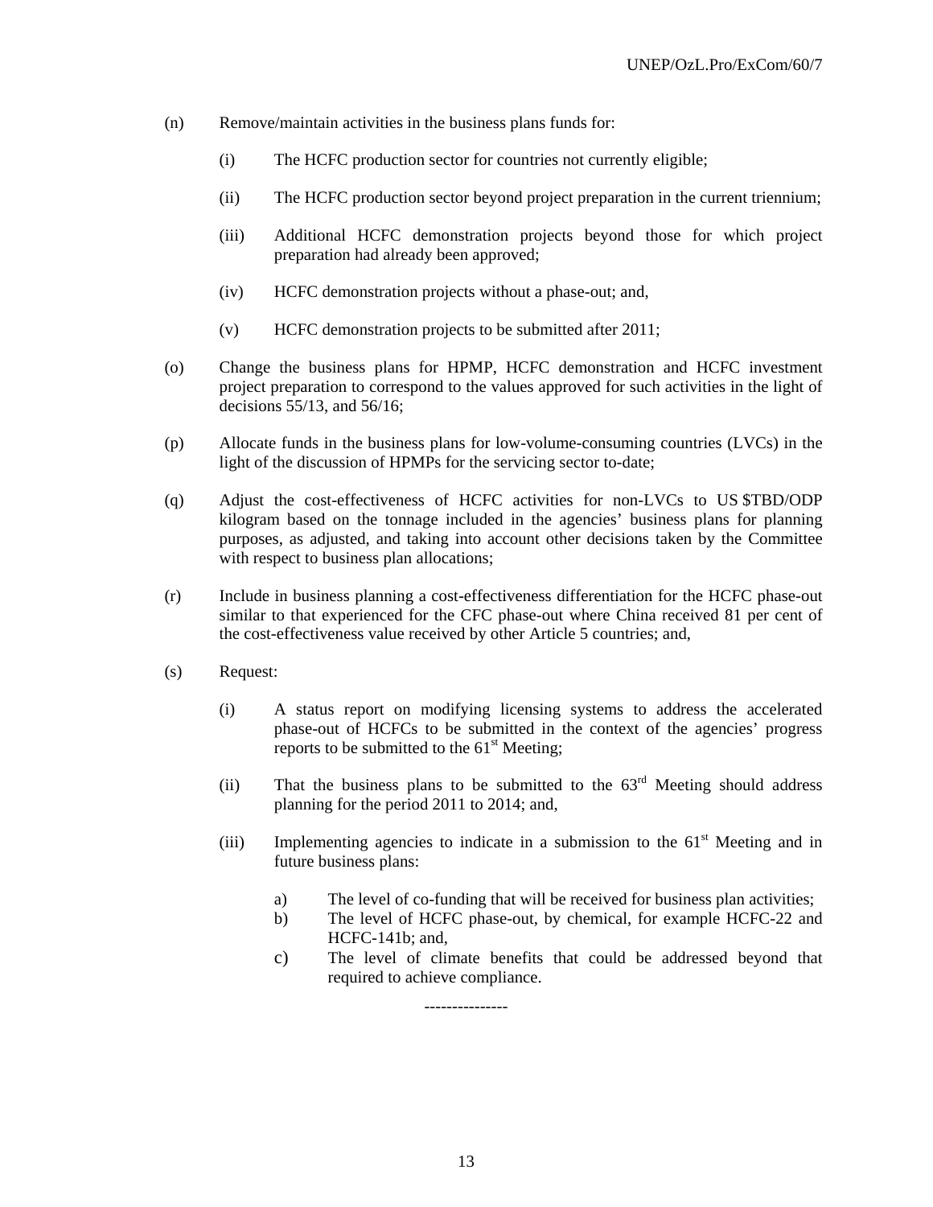(n) Remove/maintain activities in the business plans funds for:

   (i) The HCFC production sector for countries not currently eligible;

   (ii) The HCFC production sector beyond project preparation in the current triennium;

   (iii) Additional HCFC demonstration projects beyond those for which project preparation had already been approved;

   (iv) HCFC demonstration projects without a phase-out; and,

   (v) HCFC demonstration projects to be submitted after 2011;

(o) Change the business plans for HPMP, HCFC demonstration and HCFC investment project preparation to correspond to the values approved for such activities in the light of decisions 55/13, and 56/16;

(p) Allocate funds in the business plans for low-volume-consuming countries (LVCs) in the light of the discussion of HPMPs for the servicing sector to-date;

(q) Adjust the cost-effectiveness of HCFC activities for non-LVCs to US $TBD/ODP kilogram based on the tonnage included in the agencies' business plans for planning purposes, as adjusted, and taking into account other decisions taken by the Committee with respect to business plan allocations;

(r) Include in business planning a cost-effectiveness differentiation for the HCFC phase-out similar to that experienced for the CFC phase-out where China received 81 per cent of the cost-effectiveness value received by other Article 5 countries; and,

(s) Request:

   (i) A status report on modifying licensing systems to address the accelerated phase-out of HCFCs to be submitted in the context of the agencies' progress reports to be submitted to the 61st Meeting;

   (ii) That the business plans to be submitted to the 63rd Meeting should address planning for the period 2011 to 2014; and,

   (iii) Implementing agencies to indicate in a submission to the 61st Meeting and in future business plans:

      a) The level of co-funding that will be received for business plan activities;
      b) The level of HCFC phase-out, by chemical, for example HCFC-22 and HCFC-141b; and,
      c) The level of climate benefits that could be addressed beyond that required to achieve compliance.

---------------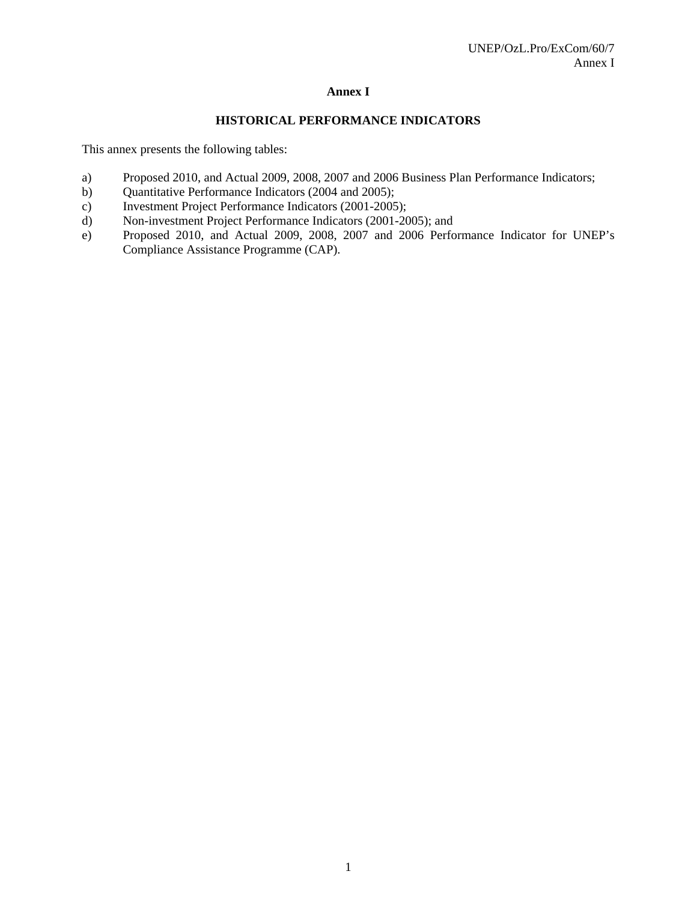# Annex I

## HISTORICAL PERFORMANCE INDICATORS

This annex presents the following tables:

a) Proposed 2010, and Actual 2009, 2008, 2007 and 2006 Business Plan Performance Indicators;
b) Quantitative Performance Indicators (2004 and 2005);
c) Investment Project Performance Indicators (2001-2005);
d) Non-investment Project Performance Indicators (2001-2005); and
e) Proposed 2010, and Actual 2009, 2008, 2007 and 2006 Performance Indicator for UNEP's Compliance Assistance Programme (CAP).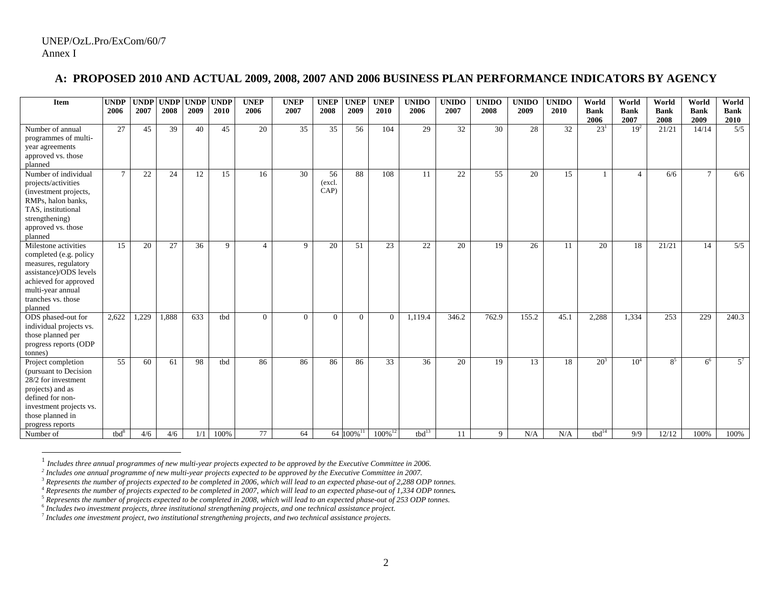## A: PROPOSED 2010 AND ACTUAL 2009, 2008, 2007 AND 2006 BUSINESS PLAN PERFORMANCE INDICATORS BY AGENCY

| Item | UNDP 2006 | UNDP 2007 | UNDP 2008 | UNDP 2009 | UNDP 2010 | UNEP 2006 | UNEP 2007 | UNEP 2008 | UNEP 2009 | UNEP 2010 | UNIDO 2006 | UNIDO 2007 | UNIDO 2008 | UNIDO 2009 | UNIDO 2010 | World Bank 2006 | World Bank 2007 | World Bank 2008 | World Bank 2009 | World Bank 2010 |
|---|---|---|---|---|---|---|---|---|---|---|---|---|---|---|---|---|---|---|---|---|
| Number of annual programmes of multi-year agreements approved vs. those planned | 27 | 45 | 39 | 40 | 45 | 20 | 35 | 35 | 56 | 104 | 29 | 32 | 30 | 28 | 32 | 23[1] | 19[2] | 21/21 | 14/14 | 5/5 |
| Number of individual projects/activities (investment projects, RMPs, halon banks, TAS, institutional strengthening) approved vs. those planned | 7 | 22 | 24 | 12 | 15 | 16 | 30 | 56 (excl. CAP) | 88 | 108 | 11 | 22 | 55 | 20 | 15 | 1 | 4 | 6/6 | 7 | 6/6 |
| Milestone activities completed (e.g. policy measures, regulatory assistance)/ODS levels achieved for approved multi-year annual tranches vs. those planned | 15 | 20 | 27 | 36 | 9 | 4 | 9 | 20 | 51 | 23 | 22 | 20 | 19 | 26 | 11 | 20 | 18 | 21/21 | 14 | 5/5 |
| ODS phased-out for individual projects vs. those planned per progress reports (ODP tonnes) | 2,622 | 1,229 | 1,888 | 633 | tbd | 0 | 0 | 0 | 0 | 0 | 1,119.4 | 346.2 | 762.9 | 155.2 | 45.1 | 2,288 | 1,334 | 253 | 229 | 240.3 |
| Project completion (pursuant to Decision 28/2 for investment projects) and as defined for non-investment projects vs. those planned in progress reports | 55 | 60 | 61 | 98 | tbd | 86 | 86 | 86 | 86 | 33 | 36 | 20 | 19 | 13 | 18 | 20[3] | 10[4] | 8[5] | 6[6] | 5[7] |
| Number of | tbd[8] | 4/6 | 4/6 | 1/1 | 100% | 77 | 64 | 64 | 100%[11] | 100%[12] | tbd[13] | 11 | 9 | N/A | N/A | tbd[14] | 9/9 | 12/12 | 100% | 100% |

[1] *Includes three annual programmes of new multi-year projects expected to be approved by the Executive Committee in 2006.*
[2] *Includes one annual programme of new multi-year projects expected to be approved by the Executive Committee in 2007.*
[3] *Represents the number of projects expected to be completed in 2006, which will lead to an expected phase-out of 2,288 ODP tonnes.*
[4] *Represents the number of projects expected to be completed in 2007, which will lead to an expected phase-out of 1,334 ODP tonnes.*
[5] *Represents the number of projects expected to be completed in 2008, which will lead to an expected phase-out of 253 ODP tonnes.*
[6] *Includes two investment projects, three institutional strengthening projects, and one technical assistance project.*
[7] *Includes one investment project, two institutional strengthening projects, and two technical assistance projects.*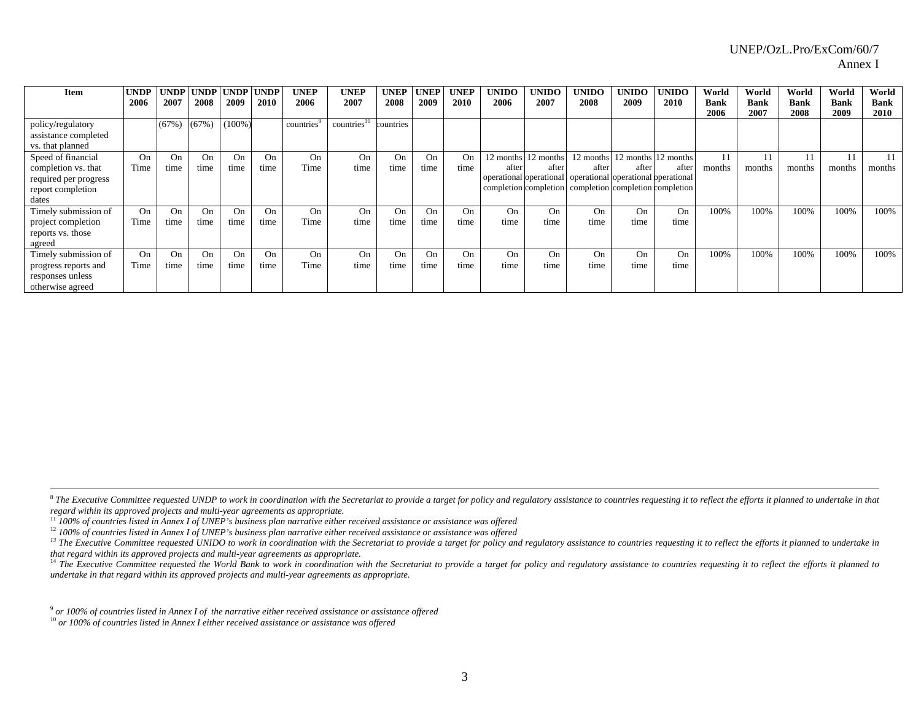| Item | UNDP 2006 | UNDP 2007 | UNDP 2008 | UNDP 2009 | UNDP 2010 | UNEP 2006 | UNEP 2007 | UNEP 2008 | UNEP 2009 | UNEP 2010 | UNIDO 2006 | UNIDO 2007 | UNIDO 2008 | UNIDO 2009 | UNIDO 2010 | World Bank 2006 | World Bank 2007 | World Bank 2008 | World Bank 2009 | World Bank 2010 |
|---|---|---|---|---|---|---|---|---|---|---|---|---|---|---|---|---|---|---|---|---|
| policy/regulatory assistance completed vs. that planned | | (67%) | (67%) | (100%) | | countries[9] | countries[10] | countries | | | | | | | | | | | | |
| Speed of financial completion vs. that required per progress report completion dates | On Time | On time | On time | On time | On time | On Time | On time | On time | On time | On time | 12 months after operational completion | 12 months after operational completion | 12 months after operational completion | 12 months after operational completion | 12 months after operational completion | 11 months | 11 months | 11 months | 11 months | 11 months |
| Timely submission of project completion reports vs. those agreed | On Time | On time | On time | On time | On time | On Time | On time | On time | On time | On time | On time | On time | On time | On time | On time | 100% | 100% | 100% | 100% | 100% |
| Timely submission of progress reports and responses unless otherwise agreed | On Time | On time | On time | On time | On time | On Time | On time | On time | On time | On time | On time | On time | On time | On time | On time | 100% | 100% | 100% | 100% | 100% |

---

[8] *The Executive Committee requested UNDP to work in coordination with the Secretariat to provide a target for policy and regulatory assistance to countries requesting it to reflect the efforts it planned to undertake in that regard within its approved projects and multi-year agreements as appropriate.*

[11] *100% of countries listed in Annex I of UNEP's business plan narrative either received assistance or assistance was offered*

[12] *100% of countries listed in Annex I of UNEP's business plan narrative either received assistance or assistance was offered*

[13] *The Executive Committee requested UNIDO to work in coordination with the Secretariat to provide a target for policy and regulatory assistance to countries requesting it to reflect the efforts it planned to undertake in that regard within its approved projects and multi-year agreements as appropriate.*

[14] *The Executive Committee requested the World Bank to work in coordination with the Secretariat to provide a target for policy and regulatory assistance to countries requesting it to reflect the efforts it planned to undertake in that regard within its approved projects and multi-year agreements as appropriate.*

[9] *or 100% of countries listed in Annex I of the narrative either received assistance or assistance offered*

[10] *or 100% of countries listed in Annex I either received assistance or assistance was offered*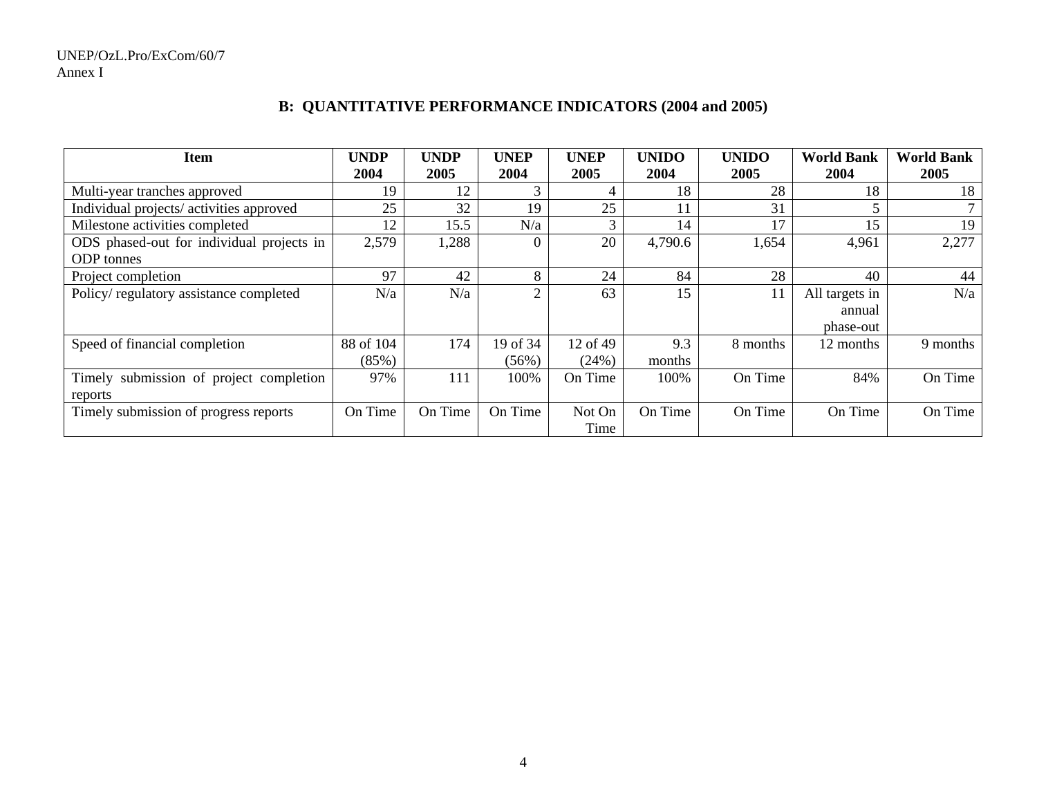## B: QUANTITATIVE PERFORMANCE INDICATORS (2004 and 2005)

| Item | UNDP 2004 | UNDP 2005 | UNEP 2004 | UNEP 2005 | UNIDO 2004 | UNIDO 2005 | World Bank 2004 | World Bank 2005 |
|---|---|---|---|---|---|---|---|---|
| Multi-year tranches approved | 19 | 12 | 3 | 4 | 18 | 28 | 18 | 18 |
| Individual projects/ activities approved | 25 | 32 | 19 | 25 | 11 | 31 | 5 | 7 |
| Milestone activities completed | 12 | 15.5 | N/a | 3 | 14 | 17 | 15 | 19 |
| ODS phased-out for individual projects in ODP tonnes | 2,579 | 1,288 | 0 | 20 | 4,790.6 | 1,654 | 4,961 | 2,277 |
| Project completion | 97 | 42 | 8 | 24 | 84 | 28 | 40 | 44 |
| Policy/ regulatory assistance completed | N/a | N/a | 2 | 63 | 15 | 11 | All targets in annual phase-out | N/a |
| Speed of financial completion | 88 of 104 (85%) | 174 | 19 of 34 (56%) | 12 of 49 (24%) | 9.3 months | 8 months | 12 months | 9 months |
| Timely submission of project completion reports | 97% | 111 | 100% | On Time | 100% | On Time | 84% | On Time |
| Timely submission of progress reports | On Time | On Time | On Time | Not On Time | On Time | On Time | On Time | On Time |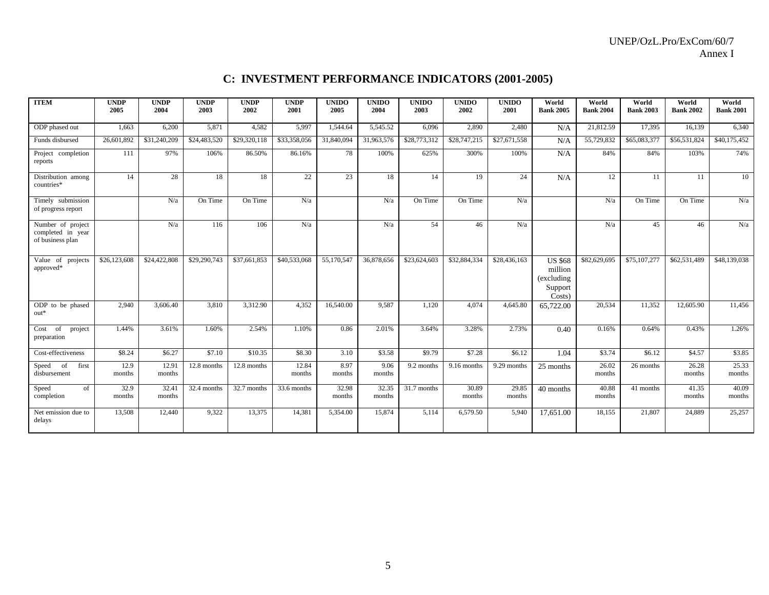## C: INVESTMENT PERFORMANCE INDICATORS (2001-2005)

| ITEM | UNDP 2005 | UNDP 2004 | UNDP 2003 | UNDP 2002 | UNDP 2001 | UNIDO 2005 | UNIDO 2004 | UNIDO 2003 | UNIDO 2002 | UNIDO 2001 | World Bank 2005 | World Bank 2004 | World Bank 2003 | World Bank 2002 | World Bank 2001 |
|---|---|---|---|---|---|---|---|---|---|---|---|---|---|---|---|
| ODP phased out | 1,663 | 6,200 | 5,871 | 4,582 | 5,997 | 1,544.64 | 5,545.52 | 6,096 | 2,890 | 2,480 | N/A | 21,812.59 | 17,395 | 16,139 | 6,340 |
| Funds disbursed | 26,601,892 | $31,240,209 | $24,483,520 | $29,320,118 | $33,358,056 | 31,840,094 | 31,963,576 | $28,773,312 | $28,747,215 | $27,671,558 | N/A | 55,729,832 | $65,083,377 | $56,531,824 | $40,175,452 |
| Project completion reports | 111 | 97% | 106% | 86.50% | 86.16% | 78 | 100% | 625% | 300% | 100% | N/A | 84% | 84% | 103% | 74% |
| Distribution among countries* | 14 | 28 | 18 | 18 | 22 | 23 | 18 | 14 | 19 | 24 | N/A | 12 | 11 | 11 | 10 |
| Timely submission of progress report | | N/a | On Time | On Time | N/a | | N/a | On Time | On Time | N/a | | N/a | On Time | On Time | N/a |
| Number of project completed in year of business plan | | N/a | 116 | 106 | N/a | | N/a | 54 | 46 | N/a | | N/a | 45 | 46 | N/a |
| Value of projects approved* | $26,123,608 | $24,422,808 | $29,290,743 | $37,661,853 | $40,533,068 | 55,170,547 | 36,878,656 | $23,624,603 | $32,884,334 | $28,436,163 | US $68 million (excluding Support Costs) | $82,629,695 | $75,107,277 | $62,531,489 | $48,139,038 |
| ODP to be phased out* | 2,940 | 3,606.40 | 3,810 | 3,312.90 | 4,352 | 16,540.00 | 9,587 | 1,120 | 4,074 | 4,645.80 | 65,722.00 | 20,534 | 11,352 | 12,605.90 | 11,456 |
| Cost of project preparation | 1.44% | 3.61% | 1.60% | 2.54% | 1.10% | 0.86 | 2.01% | 3.64% | 3.28% | 2.73% | 0.40 | 0.16% | 0.64% | 0.43% | 1.26% |
| Cost-effectiveness | $8.24 | $6.27 | $7.10 | $10.35 | $8.30 | 3.10 | $3.58 | $9.79 | $7.28 | $6.12 | 1.04 | $3.74 | $6.12 | $4.57 | $3.85 |
| Speed of first disbursement | 12.9 months | 12.91 months | 12.8 months | 12.8 months | 12.84 months | 8.97 months | 9.06 months | 9.2 months | 9.16 months | 9.29 months | 25 months | 26.02 months | 26 months | 26.28 months | 25.33 months |
| Speed of completion | 32.9 months | 32.41 months | 32.4 months | 32.7 months | 33.6 months | 32.98 months | 32.35 months | 31.7 months | 30.89 months | 29.85 months | 40 months | 40.88 months | 41 months | 41.35 months | 40.09 months |
| Net emission due to delays | 13,508 | 12,440 | 9,322 | 13,375 | 14,381 | 5,354.00 | 15,874 | 5,114 | 6,579.50 | 5,940 | 17,651.00 | 18,155 | 21,807 | 24,889 | 25,257 |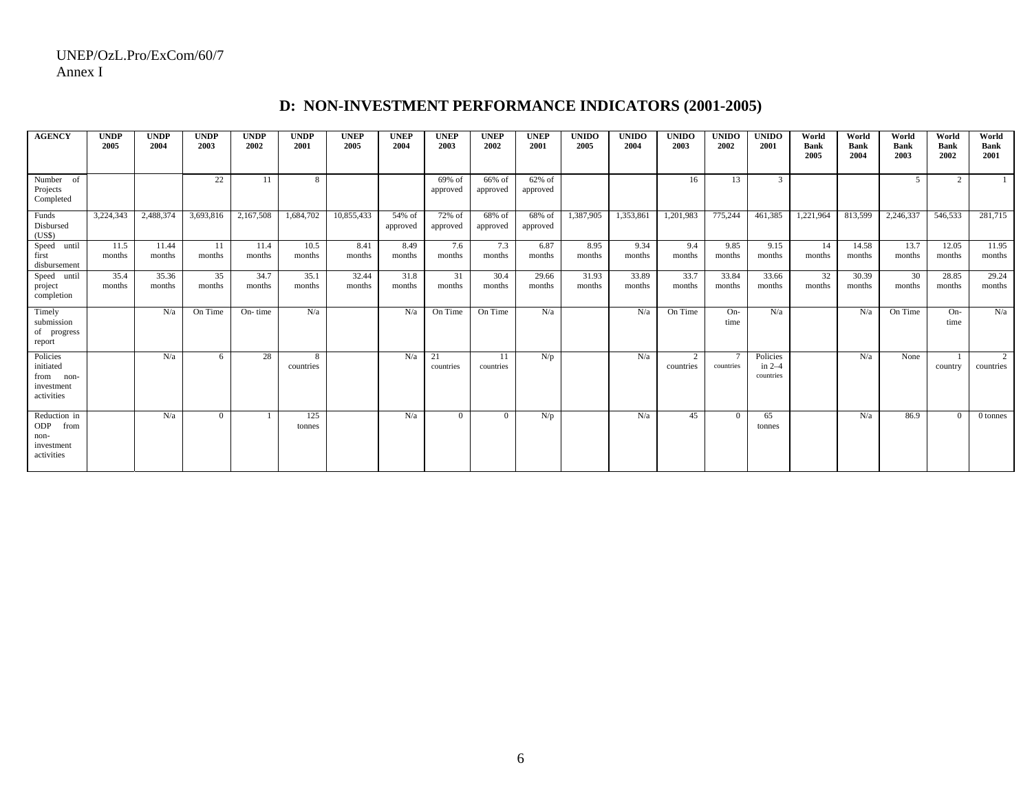UNEP/OzL.Pro/ExCom/60/7
Annex I

## D: NON-INVESTMENT PERFORMANCE INDICATORS (2001-2005)

| AGENCY | UNDP 2005 | UNDP 2004 | UNDP 2003 | UNDP 2002 | UNDP 2001 | UNEP 2005 | UNEP 2004 | UNEP 2003 | UNEP 2002 | UNEP 2001 | UNIDO 2005 | UNIDO 2004 | UNIDO 2003 | UNIDO 2002 | UNIDO 2001 | World Bank 2005 | World Bank 2004 | World Bank 2003 | World Bank 2002 | World Bank 2001 |
|---|---|---|---|---|---|---|---|---|---|---|---|---|---|---|---|---|---|---|---|---|
| Number of Projects Completed | | | 22 | 11 | 8 | | | 69% of approved | 66% of approved | 62% of approved | | | 16 | 13 | 3 | | | 5 | 2 | 1 |
| Funds Disbursed (US$) | 3,224,343 | 2,488,374 | 3,693,816 | 2,167,508 | 1,684,702 | 10,855,433 | 54% of approved | 72% of approved | 68% of approved | 68% of approved | 1,387,905 | 1,353,861 | 1,201,983 | 775,244 | 461,385 | 1,221,964 | 813,599 | 2,246,337 | 546,533 | 281,715 |
| Speed until first disbursement | 11.5 months | 11.44 months | 11 months | 11.4 months | 10.5 months | 8.41 months | 8.49 months | 7.6 months | 7.3 months | 6.87 months | 8.95 months | 9.34 months | 9.4 months | 9.85 months | 9.15 months | 14 months | 14.58 months | 13.7 months | 12.05 months | 11.95 months |
| Speed until project completion | 35.4 months | 35.36 months | 35 months | 34.7 months | 35.1 months | 32.44 months | 31.8 months | 31 months | 30.4 months | 29.66 months | 31.93 months | 33.89 months | 33.7 months | 33.84 months | 33.66 months | 32 months | 30.39 months | 30 months | 28.85 months | 29.24 months |
| Timely submission of progress report | | N/a | On Time | On- time | N/a | | N/a | On Time | On Time | N/a | | N/a | On Time | On-time | N/a | | N/a | On Time | On-time | N/a |
| Policies initiated from non-investment activities | | N/a | 6 | 28 | 8 countries | | N/a | 21 countries | 11 countries | N/p | | N/a | 2 countries | 7 countries | Policies in 2–4 countries | | N/a | None | 1 country | 2 countries |
| Reduction in ODP from non-investment activities | | N/a | 0 | 1 | 125 tonnes | | N/a | 0 | 0 | N/p | | N/a | 45 | 0 | 65 tonnes | | N/a | 86.9 | 0 | 0 tonnes |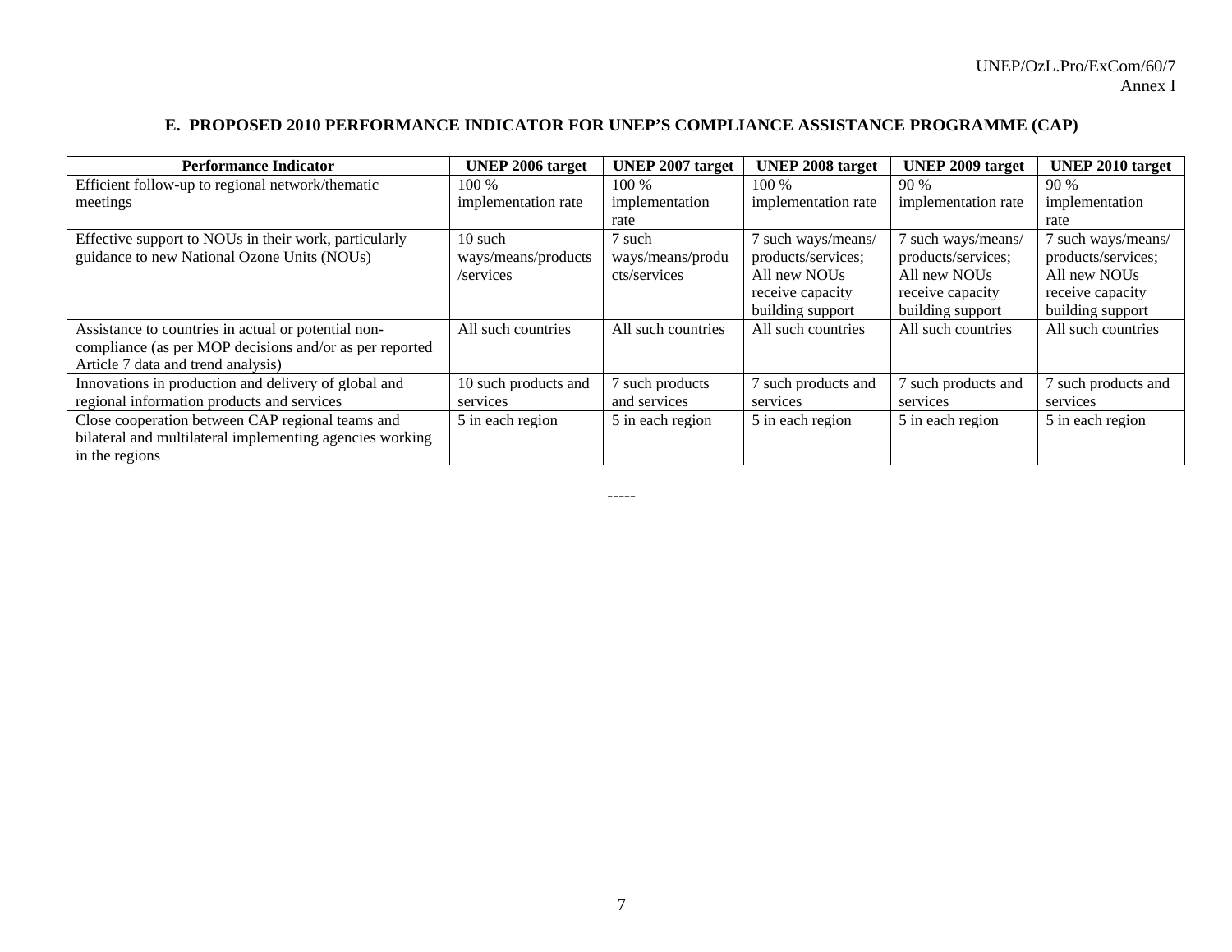## E. PROPOSED 2010 PERFORMANCE INDICATOR FOR UNEP'S COMPLIANCE ASSISTANCE PROGRAMME (CAP)

| Performance Indicator | UNEP 2006 target | UNEP 2007 target | UNEP 2008 target | UNEP 2009 target | UNEP 2010 target |
|---|---|---|---|---|---|
| Efficient follow-up to regional network/thematic meetings | 100 % implementation rate | 100 % implementation rate | 100 % implementation rate | 90 % implementation rate | 90 % implementation rate |
| Effective support to NOUs in their work, particularly guidance to new National Ozone Units (NOUs) | 10 such ways/means/products /services | 7 such ways/means/products/services | 7 such ways/means/ products/services; All new NOUs receive capacity building support | 7 such ways/means/ products/services; All new NOUs receive capacity building support | 7 such ways/means/ products/services; All new NOUs receive capacity building support |
| Assistance to countries in actual or potential non-compliance (as per MOP decisions and/or as per reported Article 7 data and trend analysis) | All such countries | All such countries | All such countries | All such countries | All such countries |
| Innovations in production and delivery of global and regional information products and services | 10 such products and services | 7 such products and services | 7 such products and services | 7 such products and services | 7 such products and services |
| Close cooperation between CAP regional teams and bilateral and multilateral implementing agencies working in the regions | 5 in each region | 5 in each region | 5 in each region | 5 in each region | 5 in each region |

-----